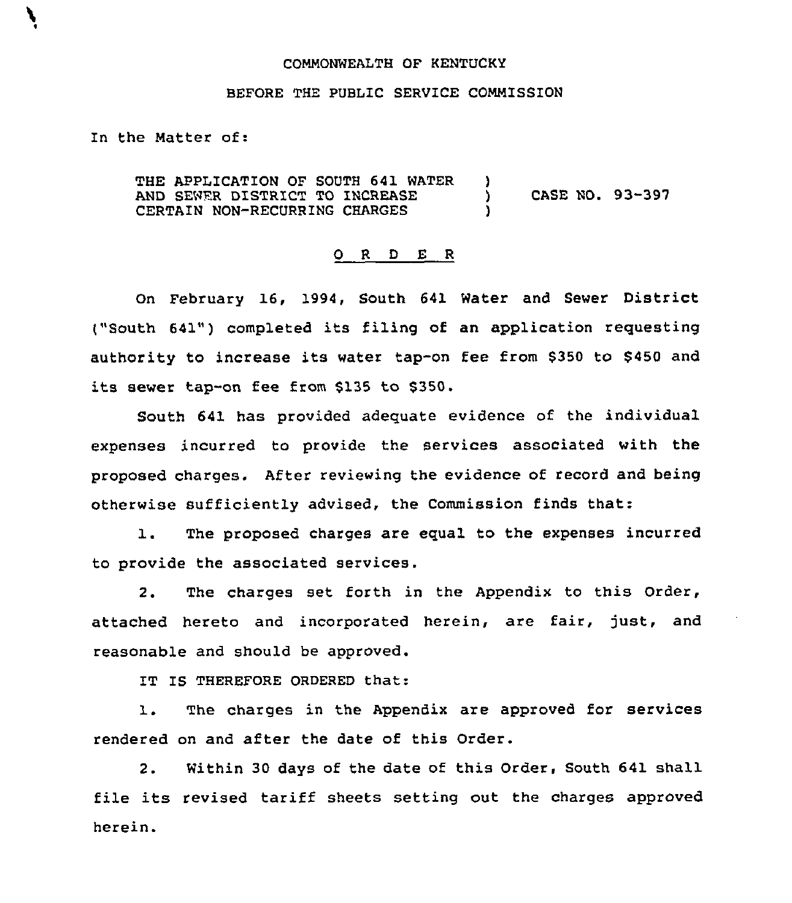COMMONWEALTH OF KENTUCKY

BEFORE THE PUBLIC SERVICE COMMISSION

In the Matter of:

THE APPLICATION OF SOUTH 641 WATER AND SEWER DISTRICT TO INCREASE CERTAIN NON-RECURRING CHARGES ) CASE NO. 93-397

## O R D E R

On February 16, 1994, South 641 Water and Sewer District ("South 641") completed its filing of an application requesting authority to increase its water tap-on fee from $350 to $450 and its sewer tap-on fee from $135 to $350.

South 641 has provided adequate evidence of the individual expenses incurred to provide the services associated with the proposed charges. After reviewing the evidence of record and being otherwise sufficiently advised, the Commission finds that:

1. The proposed charges are equal to the expenses incurred to provide the associated services.

2. The charges set forth in the Appendix to this Order, attached hereto and incorporated herein, are fair, just, and reasonable and should be approved.

IT IS THEREFORE ORDERED that:

1. The charges in the Appendix are approved for services rendered on and after the date of this Order.

2. Within 30 days of the date of this Order, South 641 shall file its revised tariff sheets setting out the charges approved herein.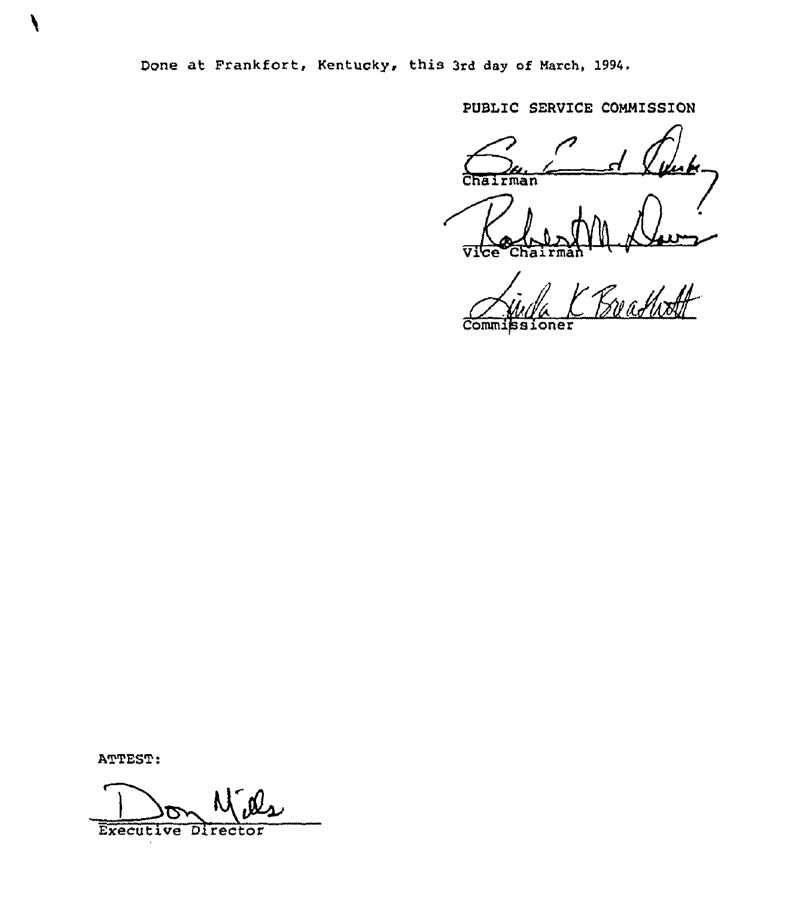Done at Frankfort, Kentucky, this 3rd day of March, 1994.

PUBLIC SERVICE COMMISSION

Chairman

Vice Chairman

Commissioner

ATTEST:

Executive Director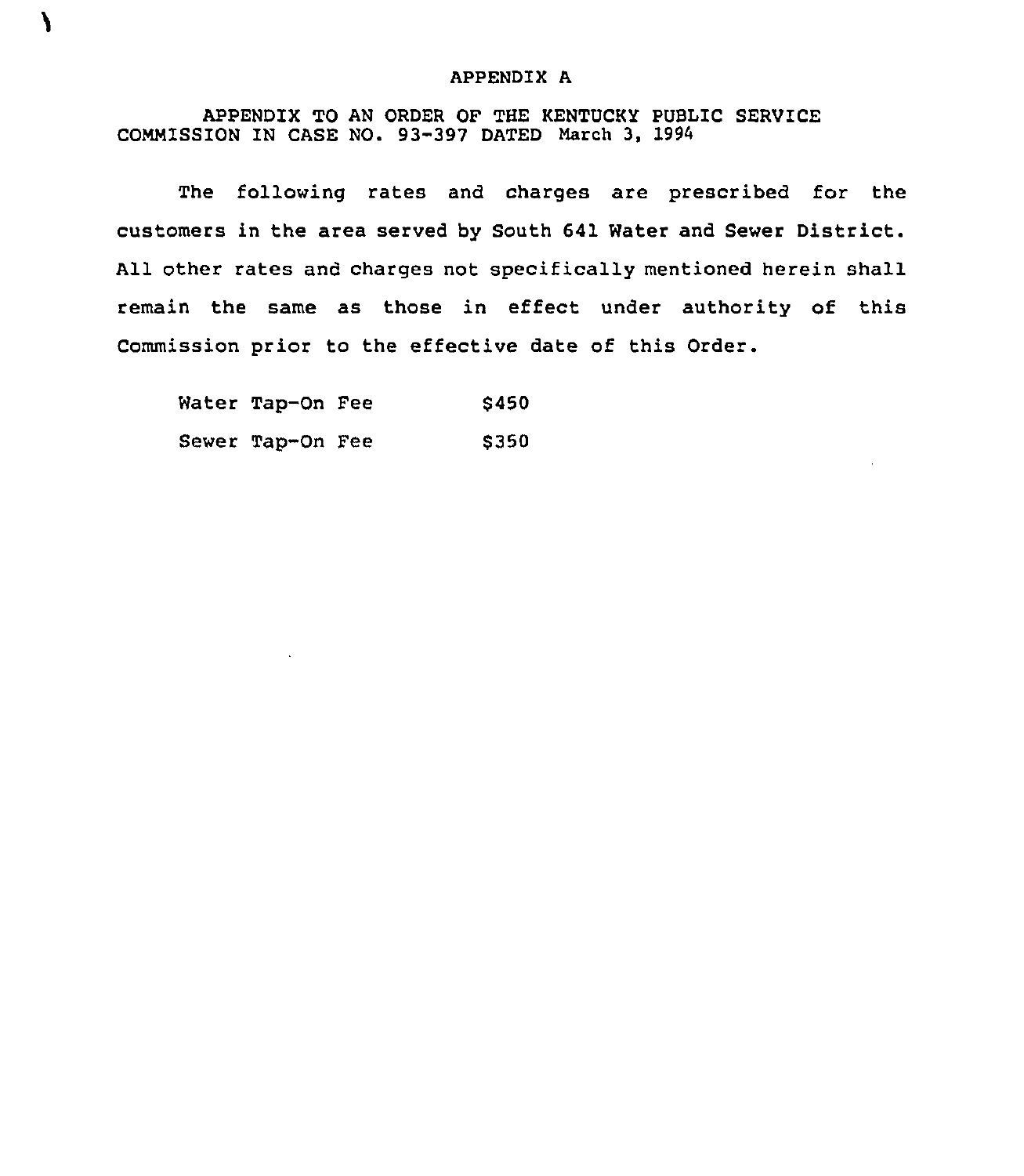# APPENDIX A

APPENDIX TO AN ORDER OF THE KENTUCKY PUBLIC SERVICE COMMISSION IN CASE NO. 93-397 DATED March 3, 1994

The following rates and charges are prescribed for the customers in the area served by South 641 Water and Sewer District. All other rates and charges not specifically mentioned herein shall remain the same as those in effect under authority of this Commission prior to the effective date of this Order.

| | |
|---|---|
| Water Tap-On Fee | $450 |
| Sewer Tap-On Fee | $350 |